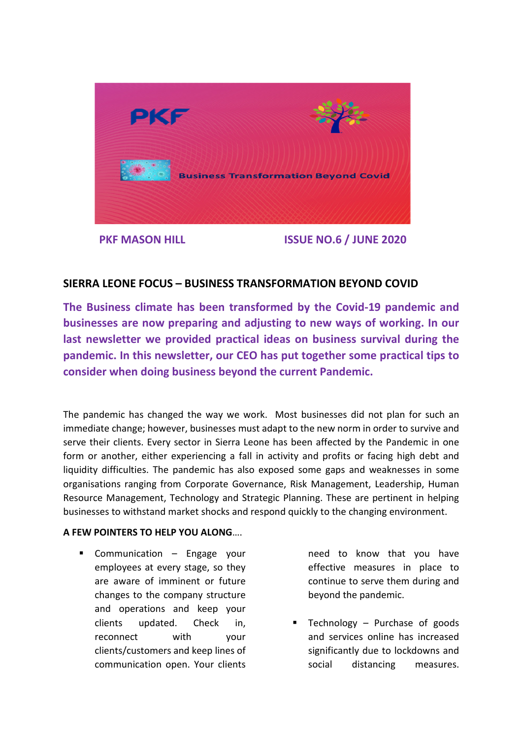PKF

Business Transformation Beyond Covid

**PKF MASON HILL** **ISSUE NO.6 / JUNE 2020**

## SIERRA LEONE FOCUS – BUSINESS TRANSFORMATION BEYOND COVID

**The Business climate has been transformed by the Covid-19 pandemic and businesses are now preparing and adjusting to new ways of working. In our last newsletter we provided practical ideas on business survival during the pandemic. In this newsletter, our CEO has put together some practical tips to consider when doing business beyond the current Pandemic.**

The pandemic has changed the way we work. Most businesses did not plan for such an immediate change; however, businesses must adapt to the new norm in order to survive and serve their clients. Every sector in Sierra Leone has been affected by the Pandemic in one form or another, either experiencing a fall in activity and profits or facing high debt and liquidity difficulties. The pandemic has also exposed some gaps and weaknesses in some organisations ranging from Corporate Governance, Risk Management, Leadership, Human Resource Management, Technology and Strategic Planning. These are pertinent in helping businesses to withstand market shocks and respond quickly to the changing environment.

**A FEW POINTERS TO HELP YOU ALONG**….

- Communication – Engage your employees at every stage, so they are aware of imminent or future changes to the company structure and operations and keep your clients updated. Check in, reconnect with your clients/customers and keep lines of communication open. Your clients need to know that you have effective measures in place to continue to serve them during and beyond the pandemic.

- Technology – Purchase of goods and services online has increased significantly due to lockdowns and social distancing measures.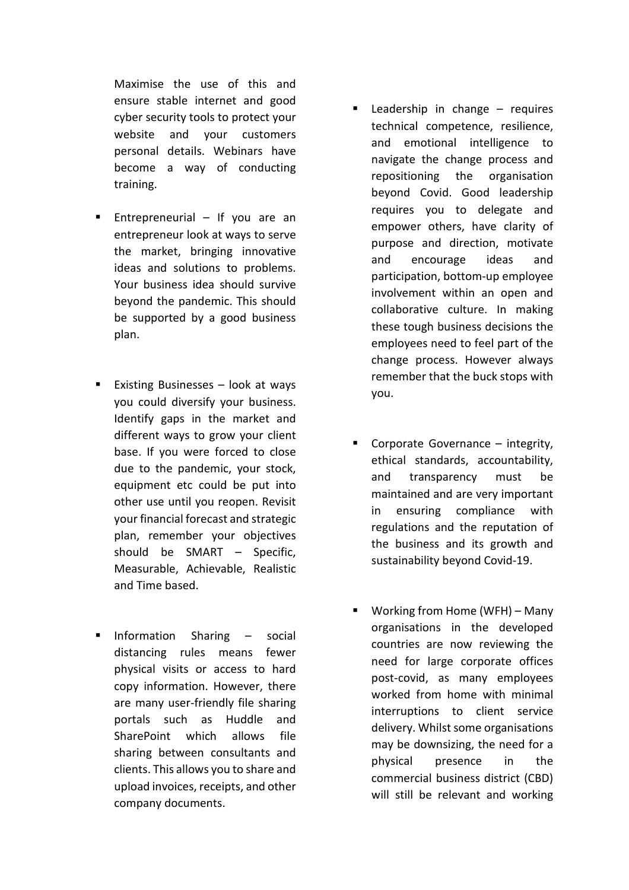Maximise the use of this and ensure stable internet and good cyber security tools to protect your website and your customers personal details. Webinars have become a way of conducting training.

- Entrepreneurial – If you are an entrepreneur look at ways to serve the market, bringing innovative ideas and solutions to problems. Your business idea should survive beyond the pandemic. This should be supported by a good business plan.

- Existing Businesses – look at ways you could diversify your business. Identify gaps in the market and different ways to grow your client base. If you were forced to close due to the pandemic, your stock, equipment etc could be put into other use until you reopen. Revisit your financial forecast and strategic plan, remember your objectives should be SMART – Specific, Measurable, Achievable, Realistic and Time based.

- Information Sharing – social distancing rules means fewer physical visits or access to hard copy information. However, there are many user-friendly file sharing portals such as Huddle and SharePoint which allows file sharing between consultants and clients. This allows you to share and upload invoices, receipts, and other company documents.

- Leadership in change – requires technical competence, resilience, and emotional intelligence to navigate the change process and repositioning the organisation beyond Covid. Good leadership requires you to delegate and empower others, have clarity of purpose and direction, motivate and encourage ideas and participation, bottom-up employee involvement within an open and collaborative culture. In making these tough business decisions the employees need to feel part of the change process. However always remember that the buck stops with you.

- Corporate Governance – integrity, ethical standards, accountability, and transparency must be maintained and are very important in ensuring compliance with regulations and the reputation of the business and its growth and sustainability beyond Covid-19.

- Working from Home (WFH) – Many organisations in the developed countries are now reviewing the need for large corporate offices post-covid, as many employees worked from home with minimal interruptions to client service delivery. Whilst some organisations may be downsizing, the need for a physical presence in the commercial business district (CBD) will still be relevant and working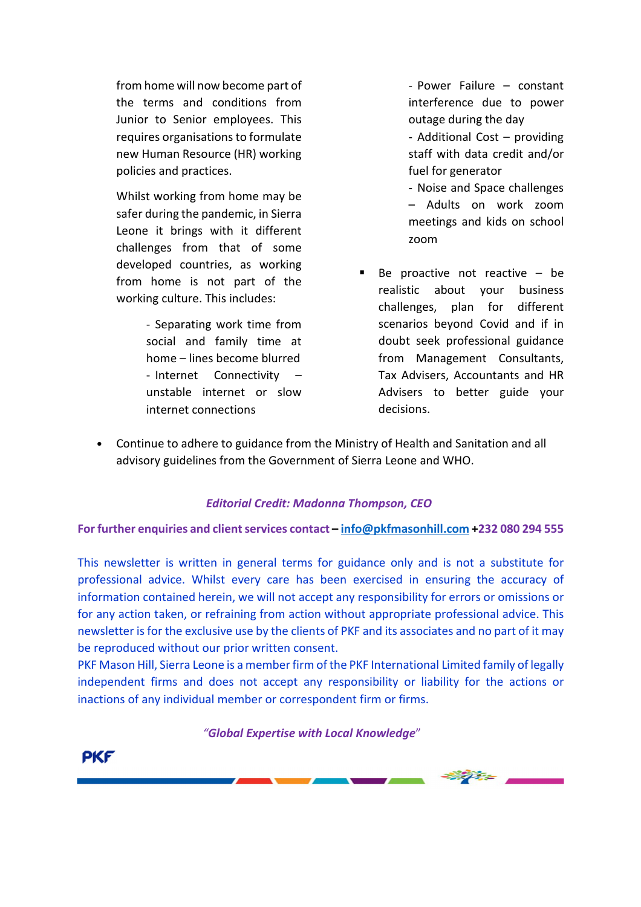from home will now become part of the terms and conditions from Junior to Senior employees. This requires organisations to formulate new Human Resource (HR) working policies and practices.

Whilst working from home may be safer during the pandemic, in Sierra Leone it brings with it different challenges from that of some developed countries, as working from home is not part of the working culture. This includes:

- Separating work time from social and family time at home – lines become blurred
- Internet Connectivity – unstable internet or slow internet connections
- Power Failure – constant interference due to power outage during the day
- Additional Cost – providing staff with data credit and/or fuel for generator
- Noise and Space challenges – Adults on work zoom meetings and kids on school zoom

▪ Be proactive not reactive – be realistic about your business challenges, plan for different scenarios beyond Covid and if in doubt seek professional guidance from Management Consultants, Tax Advisers, Accountants and HR Advisers to better guide your decisions.

- Continue to adhere to guidance from the Ministry of Health and Sanitation and all advisory guidelines from the Government of Sierra Leone and WHO.

***Editorial Credit: Madonna Thompson, CEO***

**For further enquiries and client services contact – info@pkfmasonhill.com +232 080 294 555**

This newsletter is written in general terms for guidance only and is not a substitute for professional advice. Whilst every care has been exercised in ensuring the accuracy of information contained herein, we will not accept any responsibility for errors or omissions or for any action taken, or refraining from action without appropriate professional advice. This newsletter is for the exclusive use by the clients of PKF and its associates and no part of it may be reproduced without our prior written consent.
PKF Mason Hill, Sierra Leone is a member firm of the PKF International Limited family of legally independent firms and does not accept any responsibility or liability for the actions or inactions of any individual member or correspondent firm or firms.

*"**Global Expertise with Local Knowledge**"*

PKF